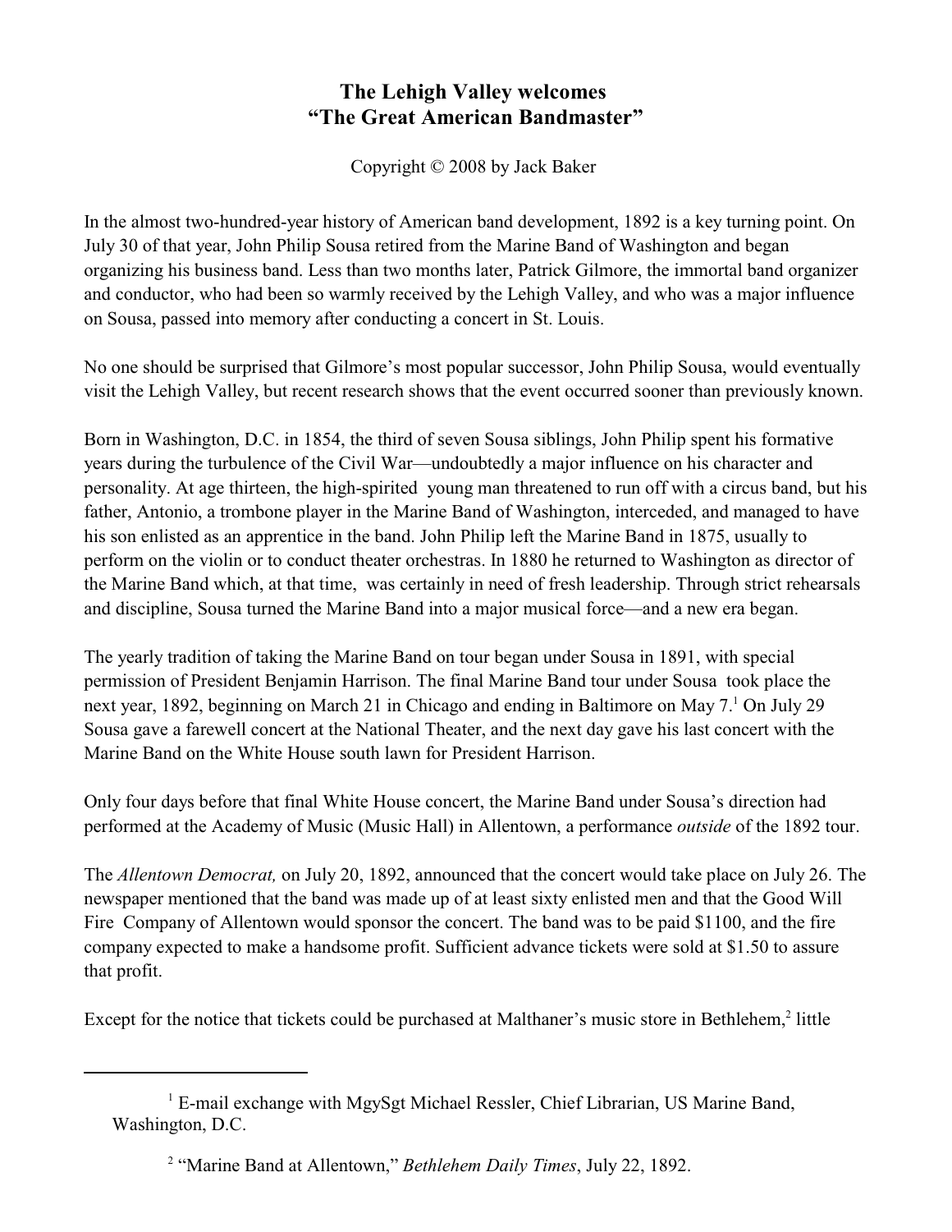# The Lehigh Valley welcomes "The Great American Bandmaster"

Copyright © 2008 by Jack Baker

In the almost two-hundred-year history of American band development, 1892 is a key turning point. On July 30 of that year, John Philip Sousa retired from the Marine Band of Washington and began organizing his business band. Less than two months later, Patrick Gilmore, the immortal band organizer and conductor, who had been so warmly received by the Lehigh Valley, and who was a major influence on Sousa, passed into memory after conducting a concert in St. Louis.

No one should be surprised that Gilmore's most popular successor, John Philip Sousa, would eventually visit the Lehigh Valley, but recent research shows that the event occurred sooner than previously known.

Born in Washington, D.C. in 1854, the third of seven Sousa siblings, John Philip spent his formative years during the turbulence of the Civil War—undoubtedly a major influence on his character and personality. At age thirteen, the high-spirited young man threatened to run off with a circus band, but his father, Antonio, a trombone player in the Marine Band of Washington, interceded, and managed to have his son enlisted as an apprentice in the band. John Philip left the Marine Band in 1875, usually to perform on the violin or to conduct theater orchestras. In 1880 he returned to Washington as director of the Marine Band which, at that time, was certainly in need of fresh leadership. Through strict rehearsals and discipline, Sousa turned the Marine Band into a major musical force—and a new era began.

The yearly tradition of taking the Marine Band on tour began under Sousa in 1891, with special permission of President Benjamin Harrison. The final Marine Band tour under Sousa took place the next year, 1892, beginning on March 21 in Chicago and ending in Baltimore on May 7.[1] On July 29 Sousa gave a farewell concert at the National Theater, and the next day gave his last concert with the Marine Band on the White House south lawn for President Harrison.

Only four days before that final White House concert, the Marine Band under Sousa's direction had performed at the Academy of Music (Music Hall) in Allentown, a performance *outside* of the 1892 tour.

The *Allentown Democrat,* on July 20, 1892, announced that the concert would take place on July 26. The newspaper mentioned that the band was made up of at least sixty enlisted men and that the Good Will Fire Company of Allentown would sponsor the concert. The band was to be paid $1100, and the fire company expected to make a handsome profit. Sufficient advance tickets were sold at $1.50 to assure that profit.

Except for the notice that tickets could be purchased at Malthaner's music store in Bethlehem,[2] little

---

[1] E-mail exchange with MgySgt Michael Ressler, Chief Librarian, US Marine Band, Washington, D.C.

[2] "Marine Band at Allentown," *Bethlehem Daily Times*, July 22, 1892.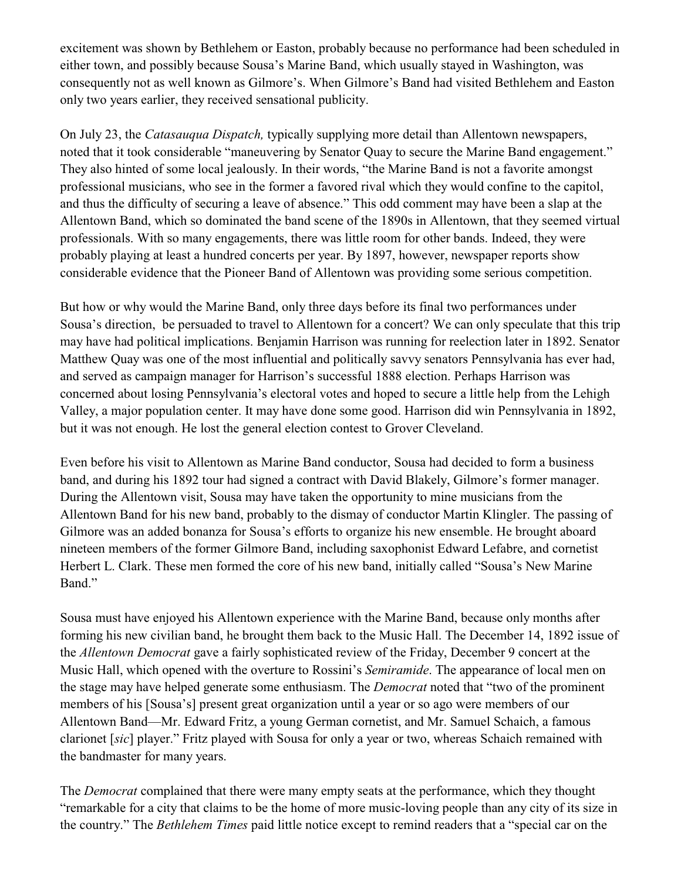excitement was shown by Bethlehem or Easton, probably because no performance had been scheduled in either town, and possibly because Sousa's Marine Band, which usually stayed in Washington, was consequently not as well known as Gilmore's. When Gilmore's Band had visited Bethlehem and Easton only two years earlier, they received sensational publicity.

On July 23, the *Catasauqua Dispatch,* typically supplying more detail than Allentown newspapers, noted that it took considerable "maneuvering by Senator Quay to secure the Marine Band engagement." They also hinted of some local jealously. In their words, "the Marine Band is not a favorite amongst professional musicians, who see in the former a favored rival which they would confine to the capitol, and thus the difficulty of securing a leave of absence." This odd comment may have been a slap at the Allentown Band, which so dominated the band scene of the 1890s in Allentown, that they seemed virtual professionals. With so many engagements, there was little room for other bands. Indeed, they were probably playing at least a hundred concerts per year. By 1897, however, newspaper reports show considerable evidence that the Pioneer Band of Allentown was providing some serious competition.

But how or why would the Marine Band, only three days before its final two performances under Sousa's direction, be persuaded to travel to Allentown for a concert? We can only speculate that this trip may have had political implications. Benjamin Harrison was running for reelection later in 1892. Senator Matthew Quay was one of the most influential and politically savvy senators Pennsylvania has ever had, and served as campaign manager for Harrison's successful 1888 election. Perhaps Harrison was concerned about losing Pennsylvania's electoral votes and hoped to secure a little help from the Lehigh Valley, a major population center. It may have done some good. Harrison did win Pennsylvania in 1892, but it was not enough. He lost the general election contest to Grover Cleveland.

Even before his visit to Allentown as Marine Band conductor, Sousa had decided to form a business band, and during his 1892 tour had signed a contract with David Blakely, Gilmore's former manager. During the Allentown visit, Sousa may have taken the opportunity to mine musicians from the Allentown Band for his new band, probably to the dismay of conductor Martin Klingler. The passing of Gilmore was an added bonanza for Sousa's efforts to organize his new ensemble. He brought aboard nineteen members of the former Gilmore Band, including saxophonist Edward Lefabre, and cornetist Herbert L. Clark. These men formed the core of his new band, initially called "Sousa's New Marine Band."

Sousa must have enjoyed his Allentown experience with the Marine Band, because only months after forming his new civilian band, he brought them back to the Music Hall. The December 14, 1892 issue of the *Allentown Democrat* gave a fairly sophisticated review of the Friday, December 9 concert at the Music Hall, which opened with the overture to Rossini's *Semiramide*. The appearance of local men on the stage may have helped generate some enthusiasm. The *Democrat* noted that "two of the prominent members of his [Sousa's] present great organization until a year or so ago were members of our Allentown Band—Mr. Edward Fritz, a young German cornetist, and Mr. Samuel Schaich, a famous clarionet [*sic*] player." Fritz played with Sousa for only a year or two, whereas Schaich remained with the bandmaster for many years.

The *Democrat* complained that there were many empty seats at the performance, which they thought "remarkable for a city that claims to be the home of more music-loving people than any city of its size in the country." The *Bethlehem Times* paid little notice except to remind readers that a "special car on the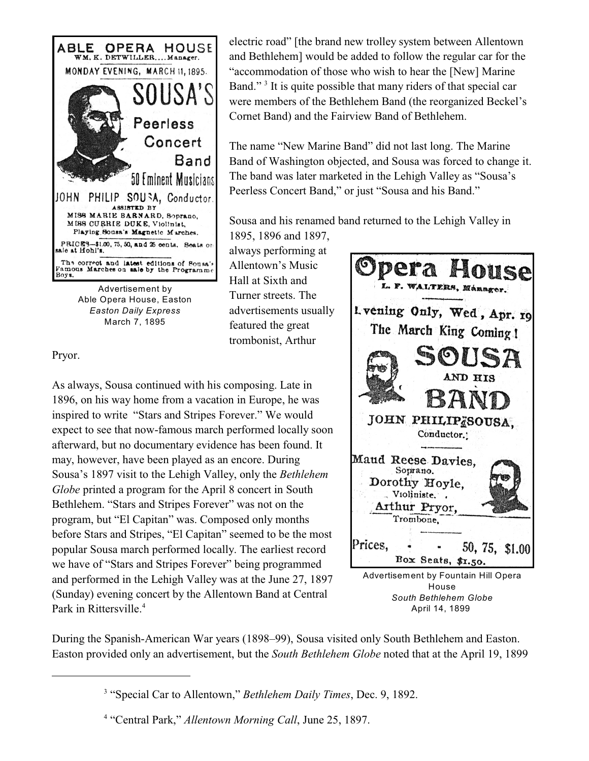ABLE OPERA HOUSE
WM. K. DETWILLER....Manager.
MONDAY EVENING, MARCH 11, 1895.
SOUSA'S
Peerless
Concert
Band
50 Eminent Musicians
JOHN PHILIP SOUSA, Conductor.
ASSISTED BY
MISS MARIE BARNARD, Soprano,
MISS CURRIE DUKE, Violinist,
Playing Sousa's Magnetic Marches.
PRICES—$1.00, 75, 50, and 25 cents. Seats on sale at Hohl's.
The correct and latest editions of Sousa's Famous Marches on sale by the Programme Boys.

Advertisement by
Able Opera House, Easton
*Easton Daily Express*
March 7, 1895

electric road" [the brand new trolley system between Allentown and Bethlehem] would be added to follow the regular car for the "accommodation of those who wish to hear the [New] Marine Band." [3] It is quite possible that many riders of that special car were members of the Bethlehem Band (the reorganized Beckel's Cornet Band) and the Fairview Band of Bethlehem.

The name "New Marine Band" did not last long. The Marine Band of Washington objected, and Sousa was forced to change it. The band was later marketed in the Lehigh Valley as "Sousa's Peerless Concert Band," or just "Sousa and his Band."

Sousa and his renamed band returned to the Lehigh Valley in 1895, 1896 and 1897, always performing at Allentown's Music Hall at Sixth and Turner streets. The advertisements usually featured the great trombonist, Arthur Pryor.

Opera House
L. F. WALTERS, Manager.
Evening Only, Wed, Apr. 19
The March King Coming!
SOUSA
AND HIS
BAND
JOHN PHILIP SOUSA,
Conductor.
Maud Reese Davies,
Soprano.
Dorothy Hoyle,
Violiniste.
Arthur Pryor,
Trombone,
Prices, - - 50, 75, $1.00
Box Seats, $1.50.

Advertisement by Fountain Hill Opera House
*South Bethlehem Globe*
April 14, 1899

As always, Sousa continued with his composing. Late in 1896, on his way home from a vacation in Europe, he was inspired to write "Stars and Stripes Forever." We would expect to see that now-famous march performed locally soon afterward, but no documentary evidence has been found. It may, however, have been played as an encore. During Sousa's 1897 visit to the Lehigh Valley, only the *Bethlehem Globe* printed a program for the April 8 concert in South Bethlehem. "Stars and Stripes Forever" was not on the program, but "El Capitan" was. Composed only months before Stars and Stripes, "El Capitan" seemed to be the most popular Sousa march performed locally. The earliest record we have of "Stars and Stripes Forever" being programmed and performed in the Lehigh Valley was at the June 27, 1897 (Sunday) evening concert by the Allentown Band at Central Park in Rittersville.[4]

During the Spanish-American War years (1898–99), Sousa visited only South Bethlehem and Easton. Easton provided only an advertisement, but the *South Bethlehem Globe* noted that at the April 19, 1899

---

[3] "Special Car to Allentown," *Bethlehem Daily Times*, Dec. 9, 1892.

[4] "Central Park," *Allentown Morning Call*, June 25, 1897.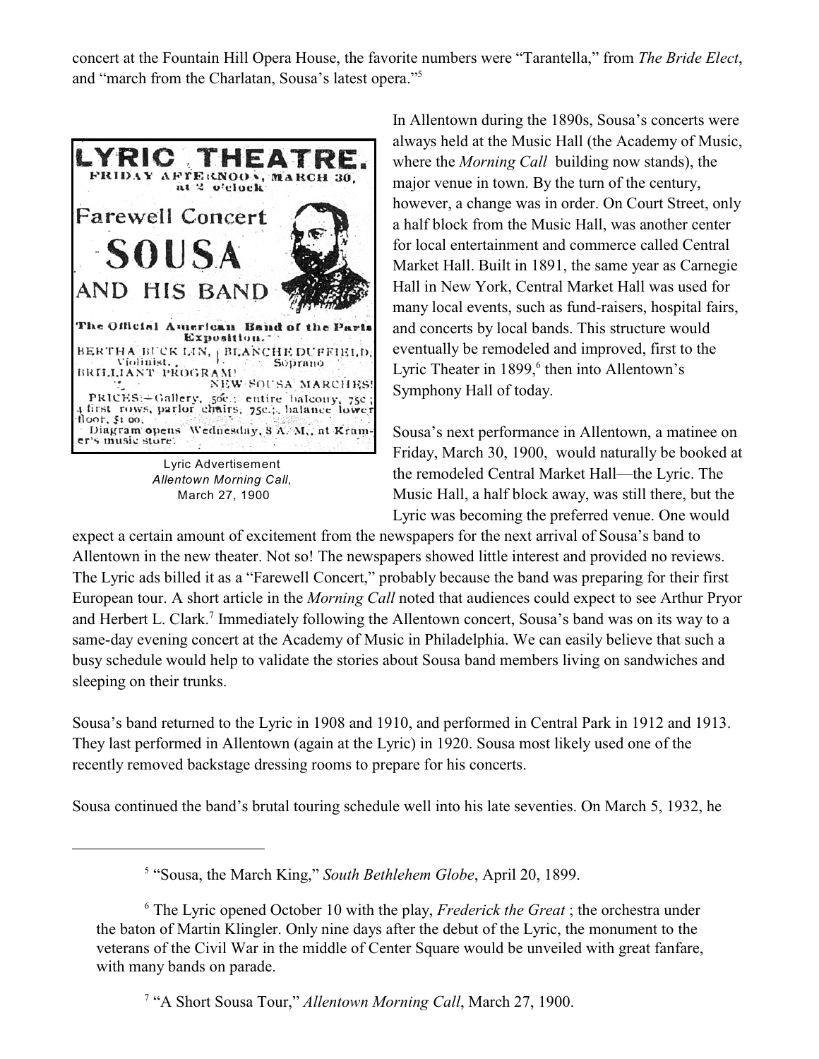concert at the Fountain Hill Opera House, the favorite numbers were "Tarantella," from *The Bride Elect*, and "march from the Charlatan, Sousa's latest opera."[5]

Lyric Advertisement
*Allentown Morning Call*,
March 27, 1900

In Allentown during the 1890s, Sousa's concerts were always held at the Music Hall (the Academy of Music, where the *Morning Call* building now stands), the major venue in town. By the turn of the century, however, a change was in order. On Court Street, only a half block from the Music Hall, was another center for local entertainment and commerce called Central Market Hall. Built in 1891, the same year as Carnegie Hall in New York, Central Market Hall was used for many local events, such as fund-raisers, hospital fairs, and concerts by local bands. This structure would eventually be remodeled and improved, first to the Lyric Theater in 1899,[6] then into Allentown's Symphony Hall of today.

Sousa's next performance in Allentown, a matinee on Friday, March 30, 1900, would naturally be booked at the remodeled Central Market Hall—the Lyric. The Music Hall, a half block away, was still there, but the Lyric was becoming the preferred venue. One would expect a certain amount of excitement from the newspapers for the next arrival of Sousa's band to Allentown in the new theater. Not so! The newspapers showed little interest and provided no reviews. The Lyric ads billed it as a "Farewell Concert," probably because the band was preparing for their first European tour. A short article in the *Morning Call* noted that audiences could expect to see Arthur Pryor and Herbert L. Clark.[7] Immediately following the Allentown concert, Sousa's band was on its way to a same-day evening concert at the Academy of Music in Philadelphia. We can easily believe that such a busy schedule would help to validate the stories about Sousa band members living on sandwiches and sleeping on their trunks.

Sousa's band returned to the Lyric in 1908 and 1910, and performed in Central Park in 1912 and 1913. They last performed in Allentown (again at the Lyric) in 1920. Sousa most likely used one of the recently removed backstage dressing rooms to prepare for his concerts.

Sousa continued the band's brutal touring schedule well into his late seventies. On March 5, 1932, he

[5] "Sousa, the March King," *South Bethlehem Globe*, April 20, 1899.

[6] The Lyric opened October 10 with the play, *Frederick the Great* ; the orchestra under the baton of Martin Klingler. Only nine days after the debut of the Lyric, the monument to the veterans of the Civil War in the middle of Center Square would be unveiled with great fanfare, with many bands on parade.

[7] "A Short Sousa Tour," *Allentown Morning Call*, March 27, 1900.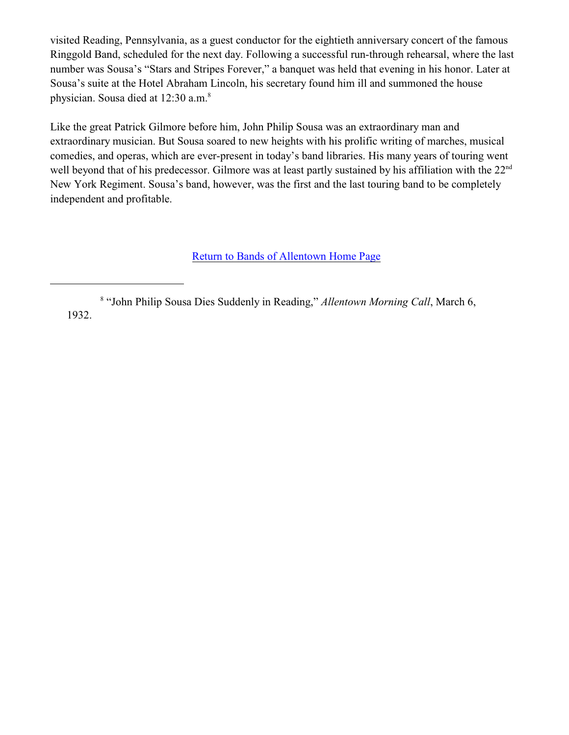visited Reading, Pennsylvania, as a guest conductor for the eightieth anniversary concert of the famous Ringgold Band, scheduled for the next day. Following a successful run-through rehearsal, where the last number was Sousa's "Stars and Stripes Forever," a banquet was held that evening in his honor. Later at Sousa's suite at the Hotel Abraham Lincoln, his secretary found him ill and summoned the house physician. Sousa died at 12:30 a.m.[8]

Like the great Patrick Gilmore before him, John Philip Sousa was an extraordinary man and extraordinary musician. But Sousa soared to new heights with his prolific writing of marches, musical comedies, and operas, which are ever-present in today's band libraries. His many years of touring went well beyond that of his predecessor. Gilmore was at least partly sustained by his affiliation with the 22nd New York Regiment. Sousa's band, however, was the first and the last touring band to be completely independent and profitable.

Return to Bands of Allentown Home Page

---

[8] "John Philip Sousa Dies Suddenly in Reading," *Allentown Morning Call*, March 6, 1932.